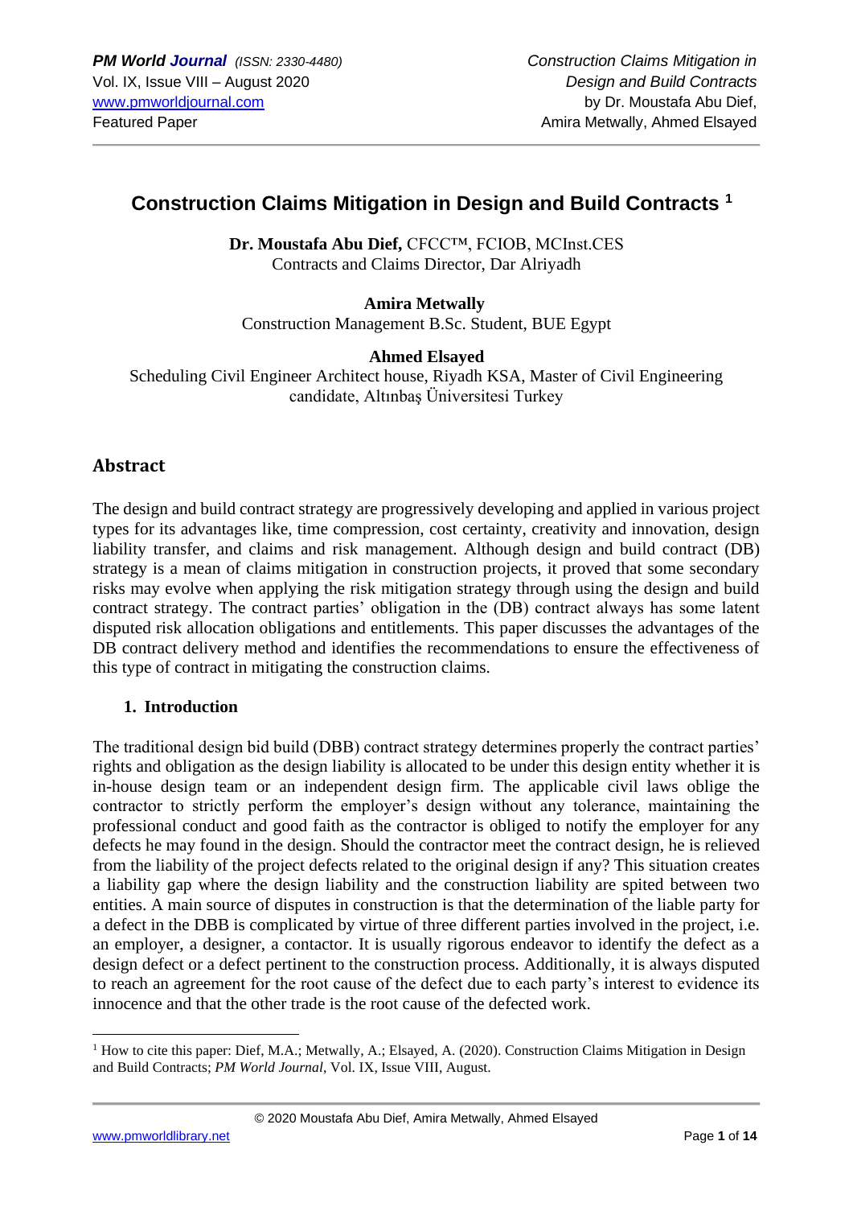# Construction Claims Mitigation in Design and Build Contracts [1]

**Dr. Moustafa Abu Dief,** CFCC™, FCIOB, MCInst.CES
Contracts and Claims Director, Dar Alriyadh

**Amira Metwally**
Construction Management B.Sc. Student, BUE Egypt

**Ahmed Elsayed**
Scheduling Civil Engineer Architect house, Riyadh KSA, Master of Civil Engineering candidate, Altınbaş Üniversitesi Turkey

## Abstract

The design and build contract strategy are progressively developing and applied in various project types for its advantages like, time compression, cost certainty, creativity and innovation, design liability transfer, and claims and risk management. Although design and build contract (DB) strategy is a mean of claims mitigation in construction projects, it proved that some secondary risks may evolve when applying the risk mitigation strategy through using the design and build contract strategy. The contract parties' obligation in the (DB) contract always has some latent disputed risk allocation obligations and entitlements. This paper discusses the advantages of the DB contract delivery method and identifies the recommendations to ensure the effectiveness of this type of contract in mitigating the construction claims.

## 1. Introduction

The traditional design bid build (DBB) contract strategy determines properly the contract parties' rights and obligation as the design liability is allocated to be under this design entity whether it is in-house design team or an independent design firm. The applicable civil laws oblige the contractor to strictly perform the employer's design without any tolerance, maintaining the professional conduct and good faith as the contractor is obliged to notify the employer for any defects he may found in the design. Should the contractor meet the contract design, he is relieved from the liability of the project defects related to the original design if any? This situation creates a liability gap where the design liability and the construction liability are spited between two entities. A main source of disputes in construction is that the determination of the liable party for a defect in the DBB is complicated by virtue of three different parties involved in the project, i.e. an employer, a designer, a contactor. It is usually rigorous endeavor to identify the defect as a design defect or a defect pertinent to the construction process. Additionally, it is always disputed to reach an agreement for the root cause of the defect due to each party's interest to evidence its innocence and that the other trade is the root cause of the defected work.

---

[1] How to cite this paper: Dief, M.A.; Metwally, A.; Elsayed, A. (2020). Construction Claims Mitigation in Design and Build Contracts; *PM World Journal*, Vol. IX, Issue VIII, August.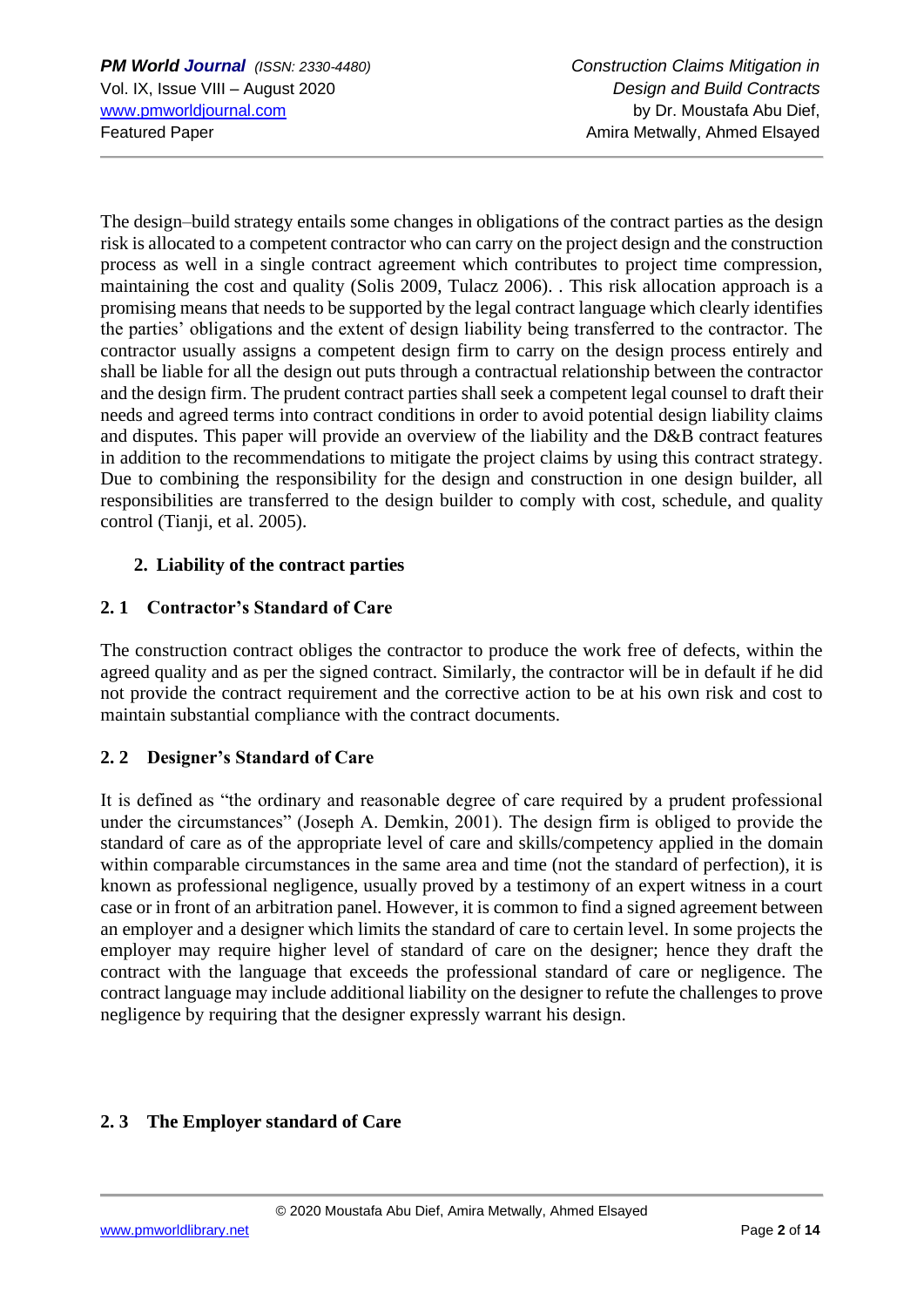The design–build strategy entails some changes in obligations of the contract parties as the design risk is allocated to a competent contractor who can carry on the project design and the construction process as well in a single contract agreement which contributes to project time compression, maintaining the cost and quality (Solis 2009, Tulacz 2006). . This risk allocation approach is a promising means that needs to be supported by the legal contract language which clearly identifies the parties' obligations and the extent of design liability being transferred to the contractor. The contractor usually assigns a competent design firm to carry on the design process entirely and shall be liable for all the design out puts through a contractual relationship between the contractor and the design firm. The prudent contract parties shall seek a competent legal counsel to draft their needs and agreed terms into contract conditions in order to avoid potential design liability claims and disputes. This paper will provide an overview of the liability and the D&B contract features in addition to the recommendations to mitigate the project claims by using this contract strategy. Due to combining the responsibility for the design and construction in one design builder, all responsibilities are transferred to the design builder to comply with cost, schedule, and quality control (Tianji, et al. 2005).

## 2. Liability of the contract parties

### 2. 1 Contractor's Standard of Care

The construction contract obliges the contractor to produce the work free of defects, within the agreed quality and as per the signed contract. Similarly, the contractor will be in default if he did not provide the contract requirement and the corrective action to be at his own risk and cost to maintain substantial compliance with the contract documents.

### 2. 2 Designer's Standard of Care

It is defined as "the ordinary and reasonable degree of care required by a prudent professional under the circumstances" (Joseph A. Demkin, 2001). The design firm is obliged to provide the standard of care as of the appropriate level of care and skills/competency applied in the domain within comparable circumstances in the same area and time (not the standard of perfection), it is known as professional negligence, usually proved by a testimony of an expert witness in a court case or in front of an arbitration panel. However, it is common to find a signed agreement between an employer and a designer which limits the standard of care to certain level. In some projects the employer may require higher level of standard of care on the designer; hence they draft the contract with the language that exceeds the professional standard of care or negligence. The contract language may include additional liability on the designer to refute the challenges to prove negligence by requiring that the designer expressly warrant his design.

### 2. 3 The Employer standard of Care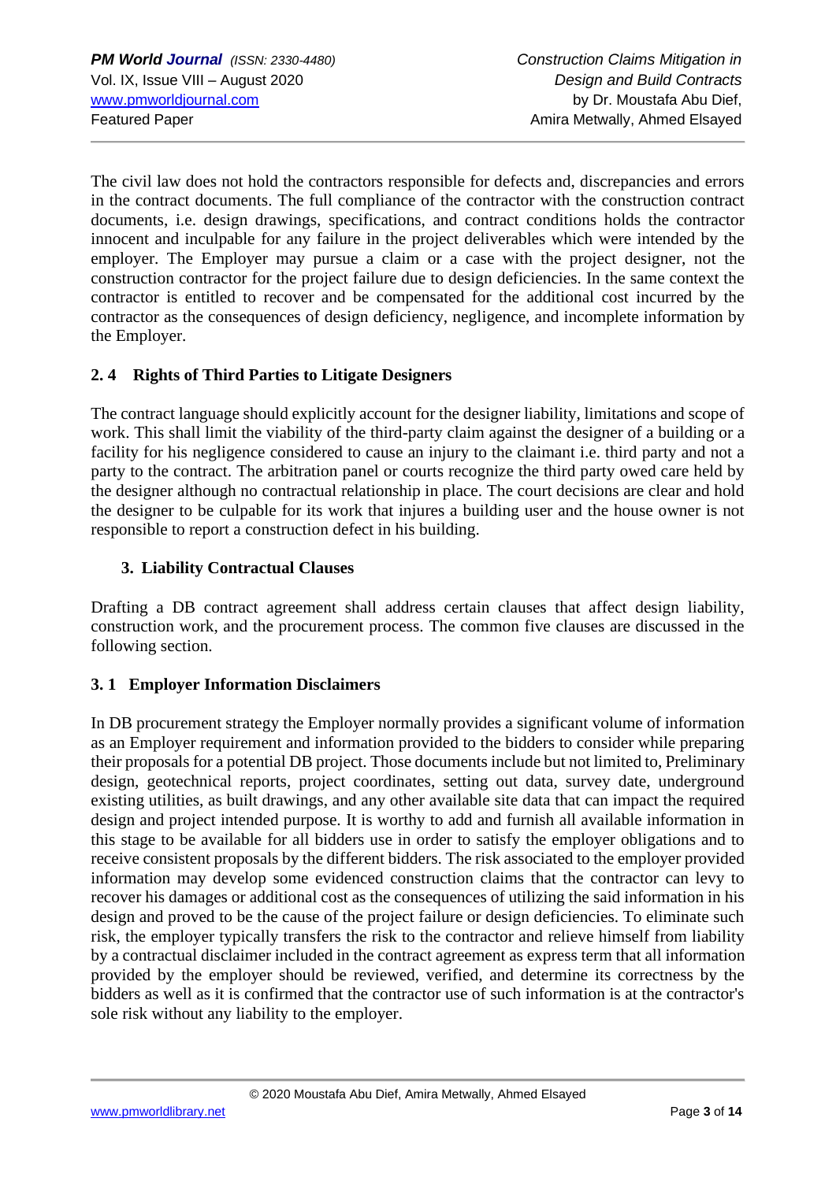The civil law does not hold the contractors responsible for defects and, discrepancies and errors in the contract documents. The full compliance of the contractor with the construction contract documents, i.e. design drawings, specifications, and contract conditions holds the contractor innocent and inculpable for any failure in the project deliverables which were intended by the employer. The Employer may pursue a claim or a case with the project designer, not the construction contractor for the project failure due to design deficiencies. In the same context the contractor is entitled to recover and be compensated for the additional cost incurred by the contractor as the consequences of design deficiency, negligence, and incomplete information by the Employer.

### 2. 4 Rights of Third Parties to Litigate Designers

The contract language should explicitly account for the designer liability, limitations and scope of work. This shall limit the viability of the third-party claim against the designer of a building or a facility for his negligence considered to cause an injury to the claimant i.e. third party and not a party to the contract. The arbitration panel or courts recognize the third party owed care held by the designer although no contractual relationship in place. The court decisions are clear and hold the designer to be culpable for its work that injures a building user and the house owner is not responsible to report a construction defect in his building.

## 3. Liability Contractual Clauses

Drafting a DB contract agreement shall address certain clauses that affect design liability, construction work, and the procurement process. The common five clauses are discussed in the following section.

### 3. 1 Employer Information Disclaimers

In DB procurement strategy the Employer normally provides a significant volume of information as an Employer requirement and information provided to the bidders to consider while preparing their proposals for a potential DB project. Those documents include but not limited to, Preliminary design, geotechnical reports, project coordinates, setting out data, survey date, underground existing utilities, as built drawings, and any other available site data that can impact the required design and project intended purpose. It is worthy to add and furnish all available information in this stage to be available for all bidders use in order to satisfy the employer obligations and to receive consistent proposals by the different bidders. The risk associated to the employer provided information may develop some evidenced construction claims that the contractor can levy to recover his damages or additional cost as the consequences of utilizing the said information in his design and proved to be the cause of the project failure or design deficiencies. To eliminate such risk, the employer typically transfers the risk to the contractor and relieve himself from liability by a contractual disclaimer included in the contract agreement as express term that all information provided by the employer should be reviewed, verified, and determine its correctness by the bidders as well as it is confirmed that the contractor use of such information is at the contractor's sole risk without any liability to the employer.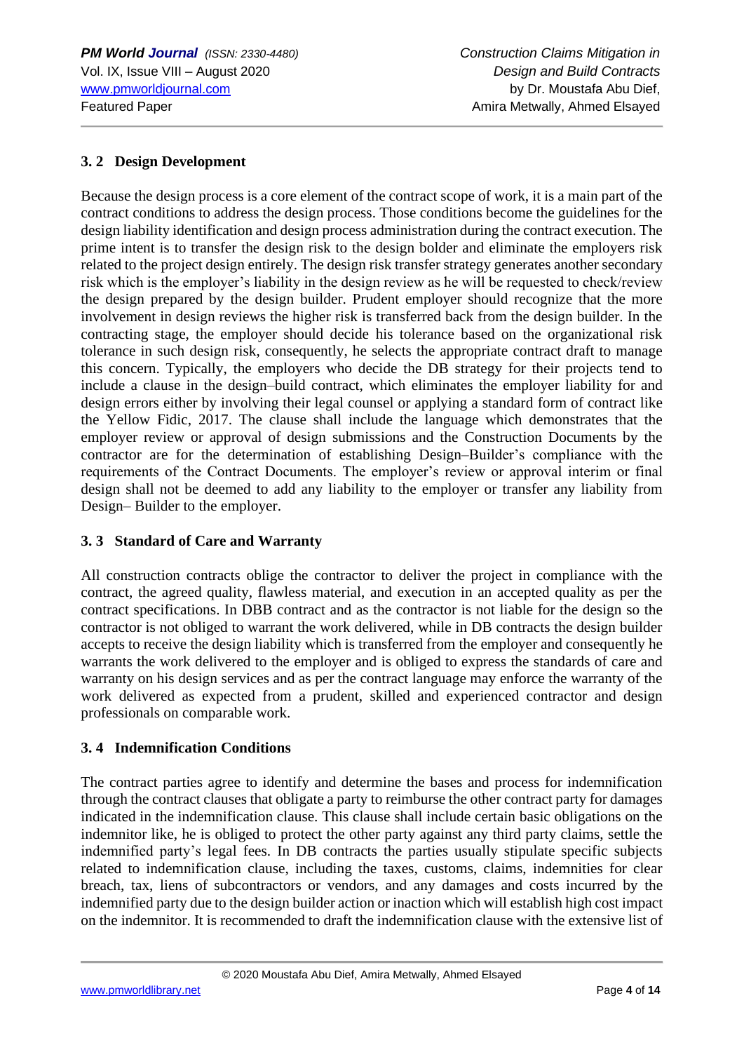### 3. 2 Design Development

Because the design process is a core element of the contract scope of work, it is a main part of the contract conditions to address the design process. Those conditions become the guidelines for the design liability identification and design process administration during the contract execution. The prime intent is to transfer the design risk to the design bolder and eliminate the employers risk related to the project design entirely. The design risk transfer strategy generates another secondary risk which is the employer's liability in the design review as he will be requested to check/review the design prepared by the design builder. Prudent employer should recognize that the more involvement in design reviews the higher risk is transferred back from the design builder. In the contracting stage, the employer should decide his tolerance based on the organizational risk tolerance in such design risk, consequently, he selects the appropriate contract draft to manage this concern. Typically, the employers who decide the DB strategy for their projects tend to include a clause in the design–build contract, which eliminates the employer liability for and design errors either by involving their legal counsel or applying a standard form of contract like the Yellow Fidic, 2017. The clause shall include the language which demonstrates that the employer review or approval of design submissions and the Construction Documents by the contractor are for the determination of establishing Design–Builder's compliance with the requirements of the Contract Documents. The employer's review or approval interim or final design shall not be deemed to add any liability to the employer or transfer any liability from Design– Builder to the employer.

### 3. 3 Standard of Care and Warranty

All construction contracts oblige the contractor to deliver the project in compliance with the contract, the agreed quality, flawless material, and execution in an accepted quality as per the contract specifications. In DBB contract and as the contractor is not liable for the design so the contractor is not obliged to warrant the work delivered, while in DB contracts the design builder accepts to receive the design liability which is transferred from the employer and consequently he warrants the work delivered to the employer and is obliged to express the standards of care and warranty on his design services and as per the contract language may enforce the warranty of the work delivered as expected from a prudent, skilled and experienced contractor and design professionals on comparable work.

### 3. 4 Indemnification Conditions

The contract parties agree to identify and determine the bases and process for indemnification through the contract clauses that obligate a party to reimburse the other contract party for damages indicated in the indemnification clause. This clause shall include certain basic obligations on the indemnitor like, he is obliged to protect the other party against any third party claims, settle the indemnified party's legal fees. In DB contracts the parties usually stipulate specific subjects related to indemnification clause, including the taxes, customs, claims, indemnities for clear breach, tax, liens of subcontractors or vendors, and any damages and costs incurred by the indemnified party due to the design builder action or inaction which will establish high cost impact on the indemnitor. It is recommended to draft the indemnification clause with the extensive list of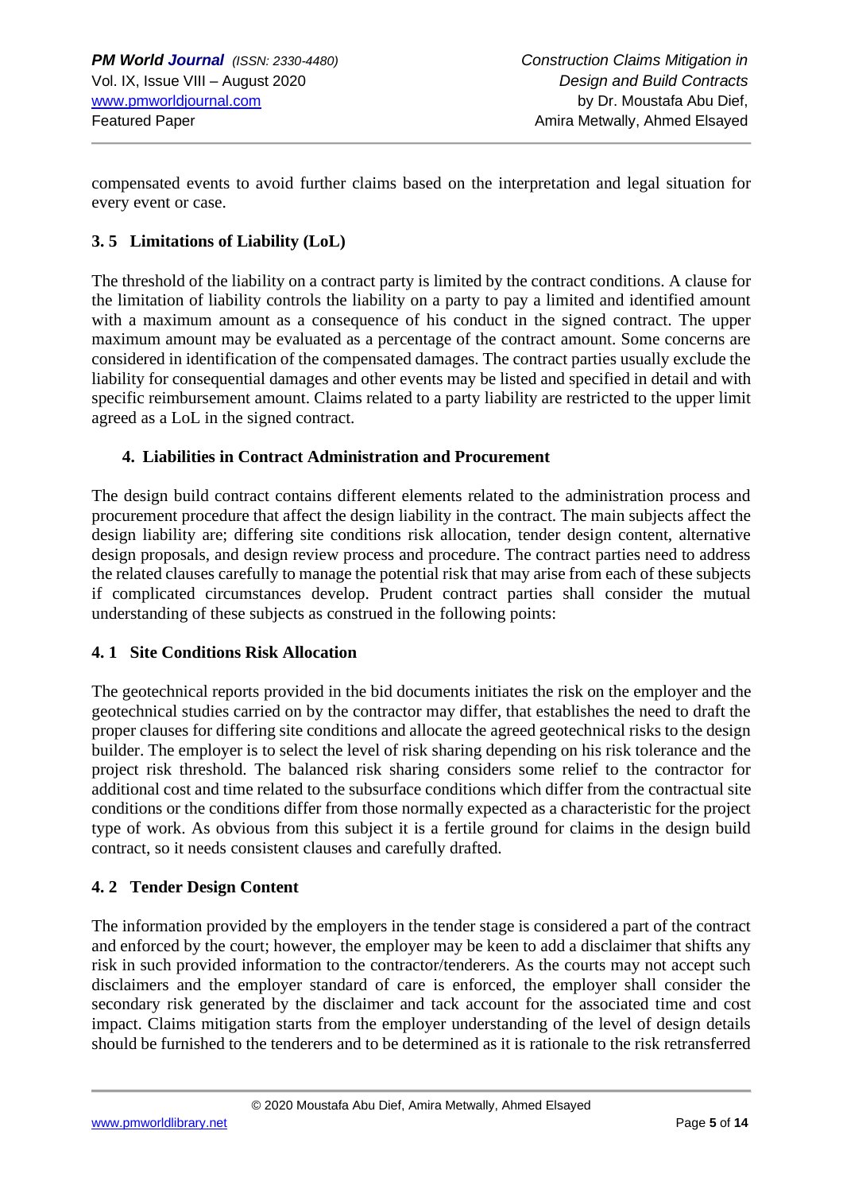compensated events to avoid further claims based on the interpretation and legal situation for every event or case.

### 3. 5 Limitations of Liability (LoL)

The threshold of the liability on a contract party is limited by the contract conditions. A clause for the limitation of liability controls the liability on a party to pay a limited and identified amount with a maximum amount as a consequence of his conduct in the signed contract. The upper maximum amount may be evaluated as a percentage of the contract amount. Some concerns are considered in identification of the compensated damages. The contract parties usually exclude the liability for consequential damages and other events may be listed and specified in detail and with specific reimbursement amount. Claims related to a party liability are restricted to the upper limit agreed as a LoL in the signed contract.

## 4. Liabilities in Contract Administration and Procurement

The design build contract contains different elements related to the administration process and procurement procedure that affect the design liability in the contract. The main subjects affect the design liability are; differing site conditions risk allocation, tender design content, alternative design proposals, and design review process and procedure. The contract parties need to address the related clauses carefully to manage the potential risk that may arise from each of these subjects if complicated circumstances develop. Prudent contract parties shall consider the mutual understanding of these subjects as construed in the following points:

### 4. 1 Site Conditions Risk Allocation

The geotechnical reports provided in the bid documents initiates the risk on the employer and the geotechnical studies carried on by the contractor may differ, that establishes the need to draft the proper clauses for differing site conditions and allocate the agreed geotechnical risks to the design builder. The employer is to select the level of risk sharing depending on his risk tolerance and the project risk threshold. The balanced risk sharing considers some relief to the contractor for additional cost and time related to the subsurface conditions which differ from the contractual site conditions or the conditions differ from those normally expected as a characteristic for the project type of work. As obvious from this subject it is a fertile ground for claims in the design build contract, so it needs consistent clauses and carefully drafted.

### 4. 2 Tender Design Content

The information provided by the employers in the tender stage is considered a part of the contract and enforced by the court; however, the employer may be keen to add a disclaimer that shifts any risk in such provided information to the contractor/tenderers. As the courts may not accept such disclaimers and the employer standard of care is enforced, the employer shall consider the secondary risk generated by the disclaimer and tack account for the associated time and cost impact. Claims mitigation starts from the employer understanding of the level of design details should be furnished to the tenderers and to be determined as it is rationale to the risk retransferred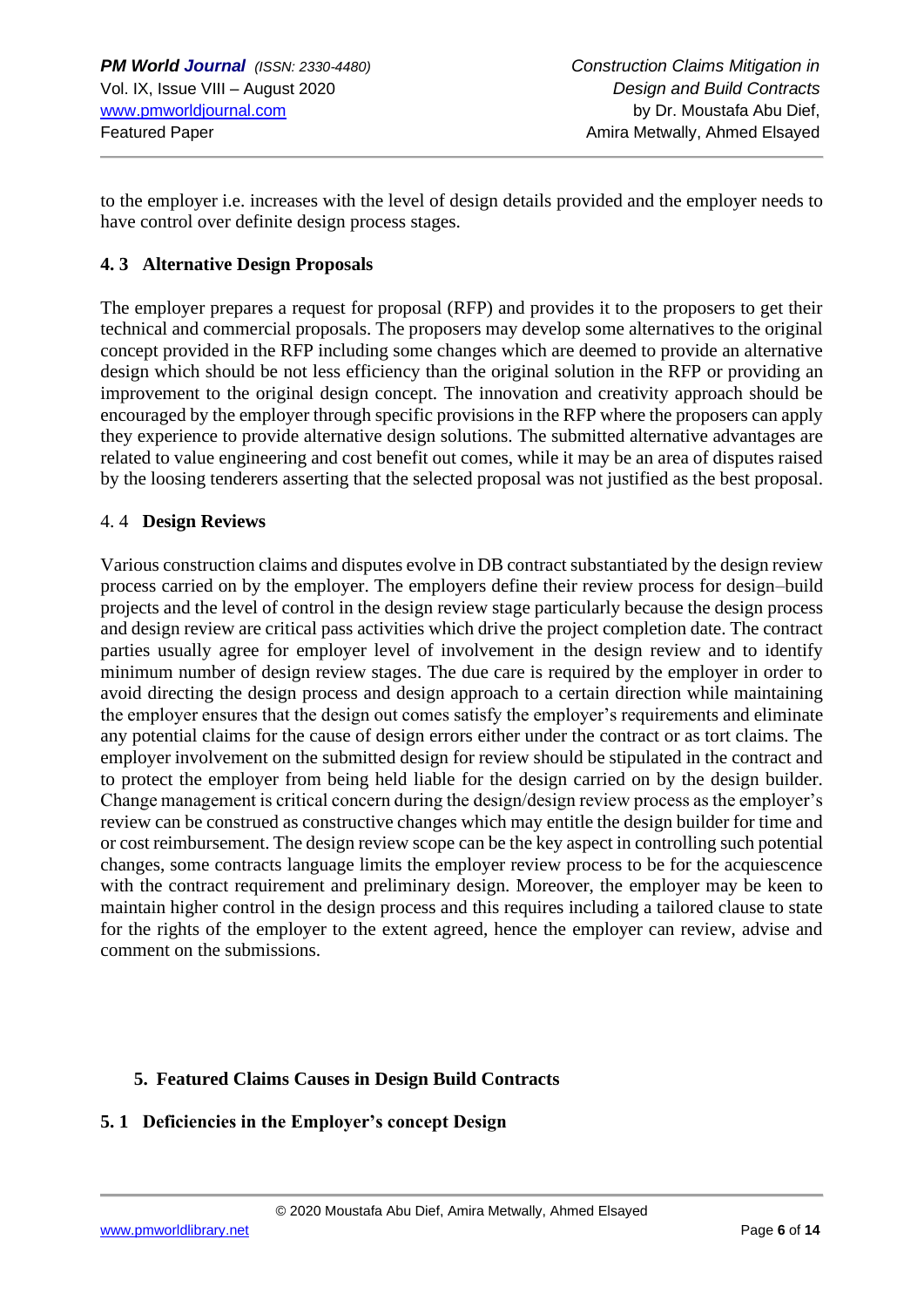to the employer i.e. increases with the level of design details provided and the employer needs to have control over definite design process stages.

### 4. 3 Alternative Design Proposals

The employer prepares a request for proposal (RFP) and provides it to the proposers to get their technical and commercial proposals. The proposers may develop some alternatives to the original concept provided in the RFP including some changes which are deemed to provide an alternative design which should be not less efficiency than the original solution in the RFP or providing an improvement to the original design concept. The innovation and creativity approach should be encouraged by the employer through specific provisions in the RFP where the proposers can apply they experience to provide alternative design solutions. The submitted alternative advantages are related to value engineering and cost benefit out comes, while it may be an area of disputes raised by the loosing tenderers asserting that the selected proposal was not justified as the best proposal.

### 4. 4 Design Reviews

Various construction claims and disputes evolve in DB contract substantiated by the design review process carried on by the employer. The employers define their review process for design–build projects and the level of control in the design review stage particularly because the design process and design review are critical pass activities which drive the project completion date. The contract parties usually agree for employer level of involvement in the design review and to identify minimum number of design review stages. The due care is required by the employer in order to avoid directing the design process and design approach to a certain direction while maintaining the employer ensures that the design out comes satisfy the employer's requirements and eliminate any potential claims for the cause of design errors either under the contract or as tort claims. The employer involvement on the submitted design for review should be stipulated in the contract and to protect the employer from being held liable for the design carried on by the design builder. Change management is critical concern during the design/design review process as the employer's review can be construed as constructive changes which may entitle the design builder for time and or cost reimbursement. The design review scope can be the key aspect in controlling such potential changes, some contracts language limits the employer review process to be for the acquiescence with the contract requirement and preliminary design. Moreover, the employer may be keen to maintain higher control in the design process and this requires including a tailored clause to state for the rights of the employer to the extent agreed, hence the employer can review, advise and comment on the submissions.

## 5. Featured Claims Causes in Design Build Contracts

### 5. 1 Deficiencies in the Employer's concept Design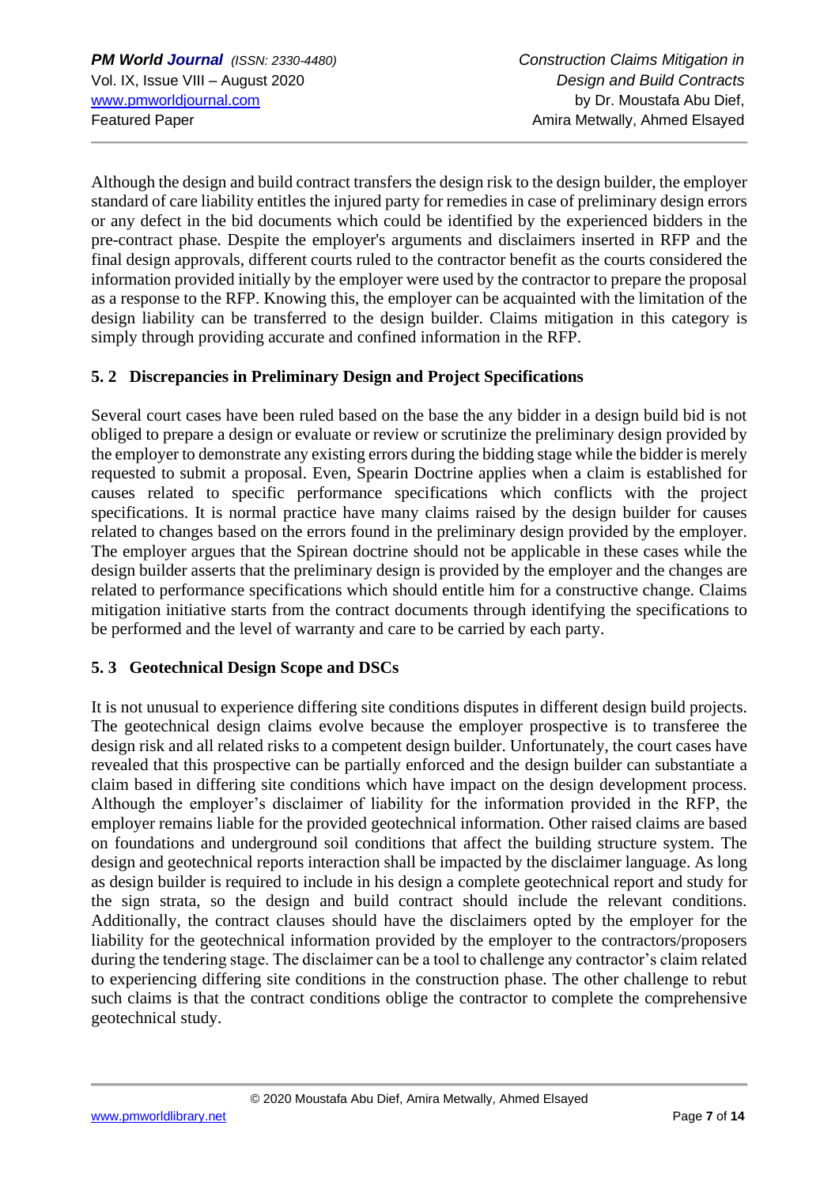Although the design and build contract transfers the design risk to the design builder, the employer standard of care liability entitles the injured party for remedies in case of preliminary design errors or any defect in the bid documents which could be identified by the experienced bidders in the pre-contract phase. Despite the employer's arguments and disclaimers inserted in RFP and the final design approvals, different courts ruled to the contractor benefit as the courts considered the information provided initially by the employer were used by the contractor to prepare the proposal as a response to the RFP. Knowing this, the employer can be acquainted with the limitation of the design liability can be transferred to the design builder. Claims mitigation in this category is simply through providing accurate and confined information in the RFP.

### 5. 2 Discrepancies in Preliminary Design and Project Specifications

Several court cases have been ruled based on the base the any bidder in a design build bid is not obliged to prepare a design or evaluate or review or scrutinize the preliminary design provided by the employer to demonstrate any existing errors during the bidding stage while the bidder is merely requested to submit a proposal. Even, Spearin Doctrine applies when a claim is established for causes related to specific performance specifications which conflicts with the project specifications. It is normal practice have many claims raised by the design builder for causes related to changes based on the errors found in the preliminary design provided by the employer. The employer argues that the Spirean doctrine should not be applicable in these cases while the design builder asserts that the preliminary design is provided by the employer and the changes are related to performance specifications which should entitle him for a constructive change. Claims mitigation initiative starts from the contract documents through identifying the specifications to be performed and the level of warranty and care to be carried by each party.

### 5. 3 Geotechnical Design Scope and DSCs

It is not unusual to experience differing site conditions disputes in different design build projects. The geotechnical design claims evolve because the employer prospective is to transferee the design risk and all related risks to a competent design builder. Unfortunately, the court cases have revealed that this prospective can be partially enforced and the design builder can substantiate a claim based in differing site conditions which have impact on the design development process. Although the employer's disclaimer of liability for the information provided in the RFP, the employer remains liable for the provided geotechnical information. Other raised claims are based on foundations and underground soil conditions that affect the building structure system. The design and geotechnical reports interaction shall be impacted by the disclaimer language. As long as design builder is required to include in his design a complete geotechnical report and study for the sign strata, so the design and build contract should include the relevant conditions. Additionally, the contract clauses should have the disclaimers opted by the employer for the liability for the geotechnical information provided by the employer to the contractors/proposers during the tendering stage. The disclaimer can be a tool to challenge any contractor's claim related to experiencing differing site conditions in the construction phase. The other challenge to rebut such claims is that the contract conditions oblige the contractor to complete the comprehensive geotechnical study.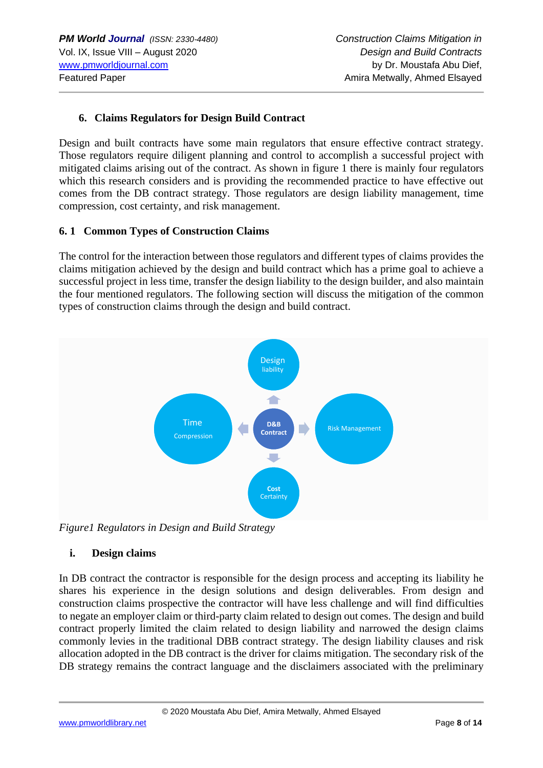## 6. Claims Regulators for Design Build Contract

Design and built contracts have some main regulators that ensure effective contract strategy. Those regulators require diligent planning and control to accomplish a successful project with mitigated claims arising out of the contract. As shown in figure 1 there is mainly four regulators which this research considers and is providing the recommended practice to have effective out comes from the DB contract strategy. Those regulators are design liability management, time compression, cost certainty, and risk management.

### 6. 1 Common Types of Construction Claims

The control for the interaction between those regulators and different types of claims provides the claims mitigation achieved by the design and build contract which has a prime goal to achieve a successful project in less time, transfer the design liability to the design builder, and also maintain the four mentioned regulators. The following section will discuss the mitigation of the common types of construction claims through the design and build contract.

Design liability

Time Compression

D&B Contract

Risk Management

Cost Certainty

*Figure1 Regulators in Design and Build Strategy*

#### i. Design claims

In DB contract the contractor is responsible for the design process and accepting its liability he shares his experience in the design solutions and design deliverables. From design and construction claims prospective the contractor will have less challenge and will find difficulties to negate an employer claim or third-party claim related to design out comes. The design and build contract properly limited the claim related to design liability and narrowed the design claims commonly levies in the traditional DBB contract strategy. The design liability clauses and risk allocation adopted in the DB contract is the driver for claims mitigation. The secondary risk of the DB strategy remains the contract language and the disclaimers associated with the preliminary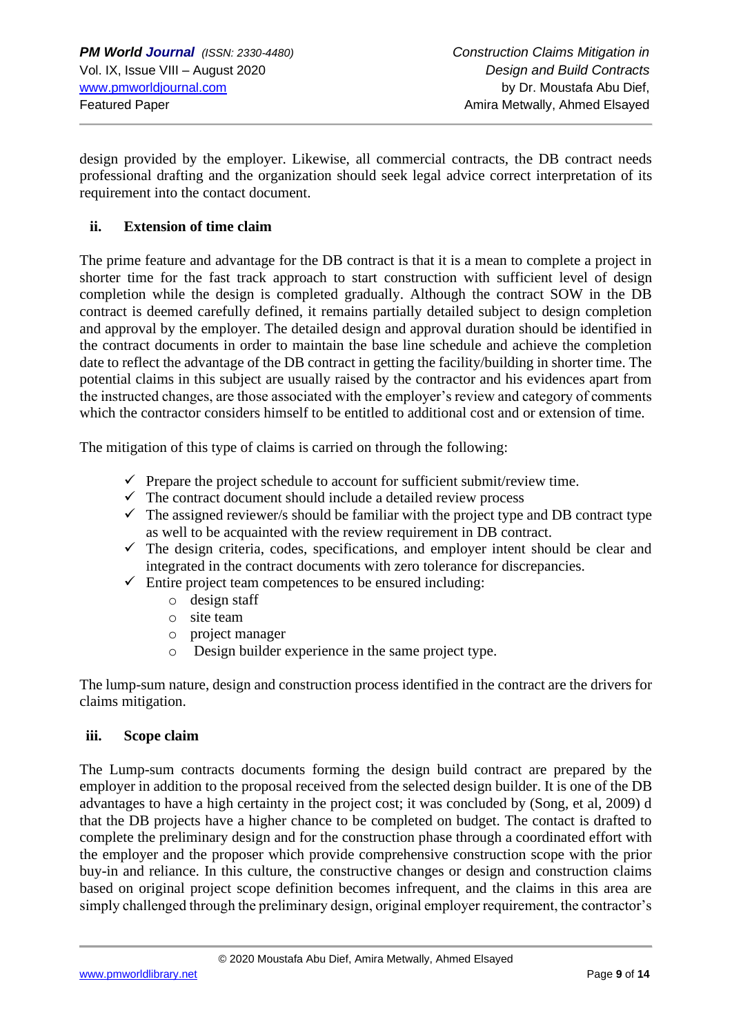design provided by the employer. Likewise, all commercial contracts, the DB contract needs professional drafting and the organization should seek legal advice correct interpretation of its requirement into the contact document.

### ii. Extension of time claim

The prime feature and advantage for the DB contract is that it is a mean to complete a project in shorter time for the fast track approach to start construction with sufficient level of design completion while the design is completed gradually. Although the contract SOW in the DB contract is deemed carefully defined, it remains partially detailed subject to design completion and approval by the employer. The detailed design and approval duration should be identified in the contract documents in order to maintain the base line schedule and achieve the completion date to reflect the advantage of the DB contract in getting the facility/building in shorter time. The potential claims in this subject are usually raised by the contractor and his evidences apart from the instructed changes, are those associated with the employer's review and category of comments which the contractor considers himself to be entitled to additional cost and or extension of time.

The mitigation of this type of claims is carried on through the following:

- ✓ Prepare the project schedule to account for sufficient submit/review time.
- ✓ The contract document should include a detailed review process
- ✓ The assigned reviewer/s should be familiar with the project type and DB contract type as well to be acquainted with the review requirement in DB contract.
- ✓ The design criteria, codes, specifications, and employer intent should be clear and integrated in the contract documents with zero tolerance for discrepancies.
- ✓ Entire project team competences to be ensured including:
  - design staff
  - site team
  - project manager
  - Design builder experience in the same project type.

The lump-sum nature, design and construction process identified in the contract are the drivers for claims mitigation.

### iii. Scope claim

The Lump-sum contracts documents forming the design build contract are prepared by the employer in addition to the proposal received from the selected design builder. It is one of the DB advantages to have a high certainty in the project cost; it was concluded by (Song, et al, 2009) d that the DB projects have a higher chance to be completed on budget. The contact is drafted to complete the preliminary design and for the construction phase through a coordinated effort with the employer and the proposer which provide comprehensive construction scope with the prior buy-in and reliance. In this culture, the constructive changes or design and construction claims based on original project scope definition becomes infrequent, and the claims in this area are simply challenged through the preliminary design, original employer requirement, the contractor's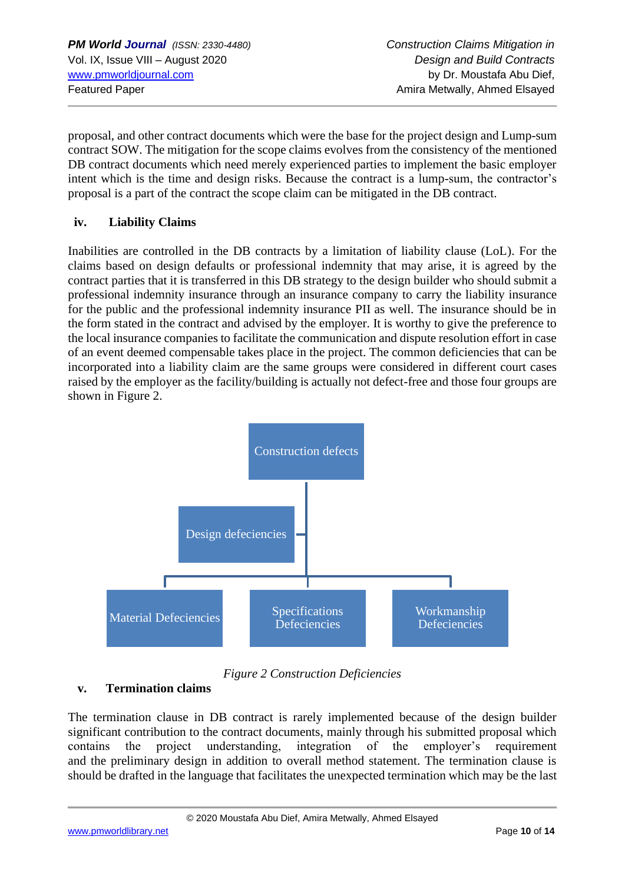proposal, and other contract documents which were the base for the project design and Lump-sum contract SOW. The mitigation for the scope claims evolves from the consistency of the mentioned DB contract documents which need merely experienced parties to implement the basic employer intent which is the time and design risks. Because the contract is a lump-sum, the contractor's proposal is a part of the contract the scope claim can be mitigated in the DB contract.

### iv. Liability Claims

Inabilities are controlled in the DB contracts by a limitation of liability clause (LoL). For the claims based on design defaults or professional indemnity that may arise, it is agreed by the contract parties that it is transferred in this DB strategy to the design builder who should submit a professional indemnity insurance through an insurance company to carry the liability insurance for the public and the professional indemnity insurance PII as well. The insurance should be in the form stated in the contract and advised by the employer. It is worthy to give the preference to the local insurance companies to facilitate the communication and dispute resolution effort in case of an event deemed compensable takes place in the project. The common deficiencies that can be incorporated into a liability claim are the same groups were considered in different court cases raised by the employer as the facility/building is actually not defect-free and those four groups are shown in Figure 2.

Construction defects

Design defeciencies

Material Defeciencies

Specifications Defeciencies

Workmanship Defeciencies

*Figure 2 Construction Deficiencies*

### v. Termination claims

The termination clause in DB contract is rarely implemented because of the design builder significant contribution to the contract documents, mainly through his submitted proposal which contains the project understanding, integration of the employer's requirement and the preliminary design in addition to overall method statement. The termination clause is should be drafted in the language that facilitates the unexpected termination which may be the last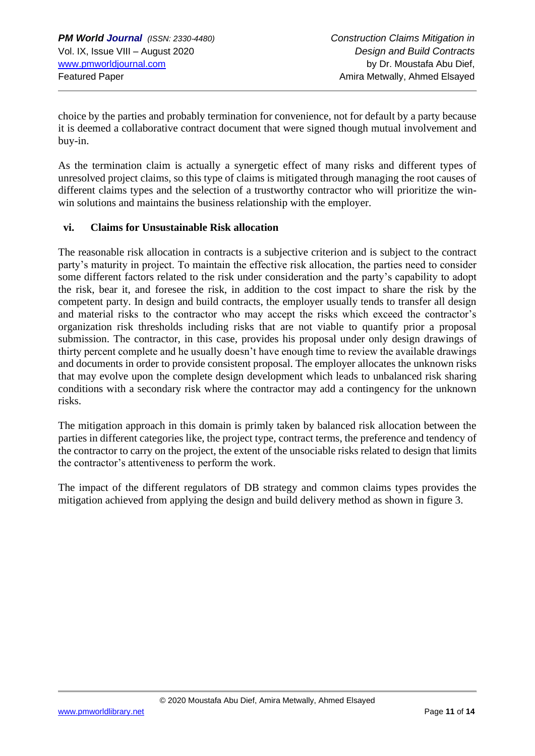choice by the parties and probably termination for convenience, not for default by a party because it is deemed a collaborative contract document that were signed though mutual involvement and buy-in.

As the termination claim is actually a synergetic effect of many risks and different types of unresolved project claims, so this type of claims is mitigated through managing the root causes of different claims types and the selection of a trustworthy contractor who will prioritize the win-win solutions and maintains the business relationship with the employer.

### vi. Claims for Unsustainable Risk allocation

The reasonable risk allocation in contracts is a subjective criterion and is subject to the contract party's maturity in project. To maintain the effective risk allocation, the parties need to consider some different factors related to the risk under consideration and the party's capability to adopt the risk, bear it, and foresee the risk, in addition to the cost impact to share the risk by the competent party. In design and build contracts, the employer usually tends to transfer all design and material risks to the contractor who may accept the risks which exceed the contractor's organization risk thresholds including risks that are not viable to quantify prior a proposal submission. The contractor, in this case, provides his proposal under only design drawings of thirty percent complete and he usually doesn't have enough time to review the available drawings and documents in order to provide consistent proposal. The employer allocates the unknown risks that may evolve upon the complete design development which leads to unbalanced risk sharing conditions with a secondary risk where the contractor may add a contingency for the unknown risks.

The mitigation approach in this domain is primly taken by balanced risk allocation between the parties in different categories like, the project type, contract terms, the preference and tendency of the contractor to carry on the project, the extent of the unsociable risks related to design that limits the contractor's attentiveness to perform the work.

The impact of the different regulators of DB strategy and common claims types provides the mitigation achieved from applying the design and build delivery method as shown in figure 3.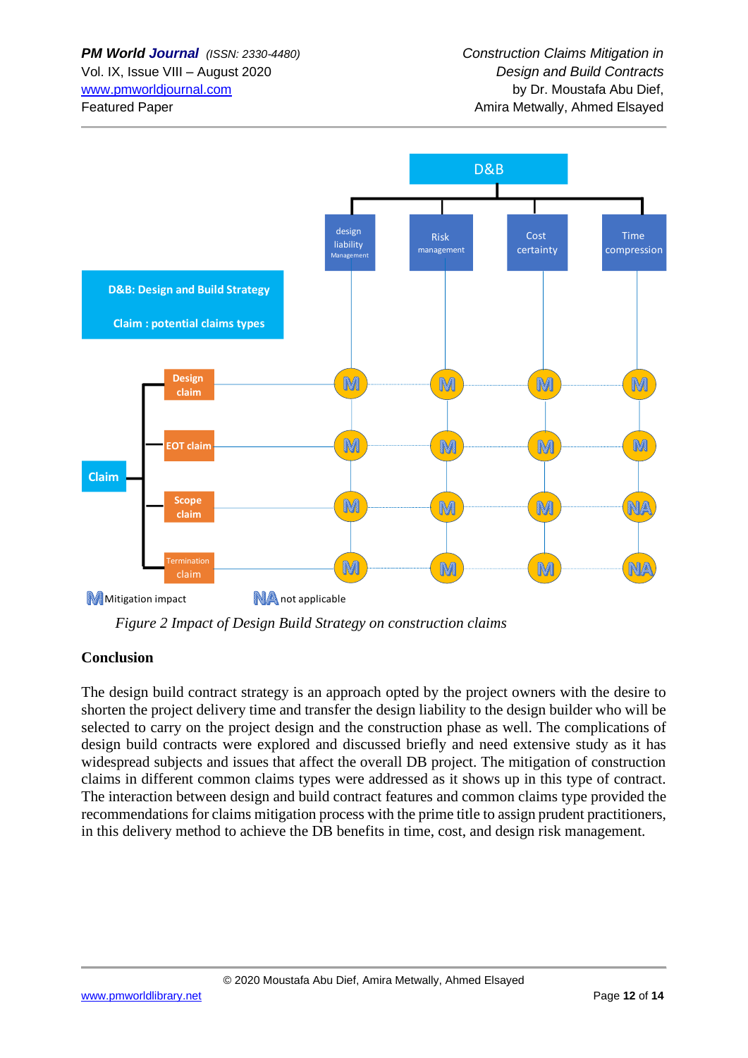| Claim | design liability Management | Risk management | Cost certainty | Time compression |
|---|---|---|---|---|
| Design claim | M | M | M | M |
| EOT claim | M | M | M | M |
| Scope claim | M | M | M | NA |
| Termination claim | M | M | M | NA |

D&B: Design and Build Strategy

Claim : potential claims types

M Mitigation impact NA not applicable

*Figure 2 Impact of Design Build Strategy on construction claims*

## Conclusion

The design build contract strategy is an approach opted by the project owners with the desire to shorten the project delivery time and transfer the design liability to the design builder who will be selected to carry on the project design and the construction phase as well. The complications of design build contracts were explored and discussed briefly and need extensive study as it has widespread subjects and issues that affect the overall DB project. The mitigation of construction claims in different common claims types were addressed as it shows up in this type of contract. The interaction between design and build contract features and common claims type provided the recommendations for claims mitigation process with the prime title to assign prudent practitioners, in this delivery method to achieve the DB benefits in time, cost, and design risk management.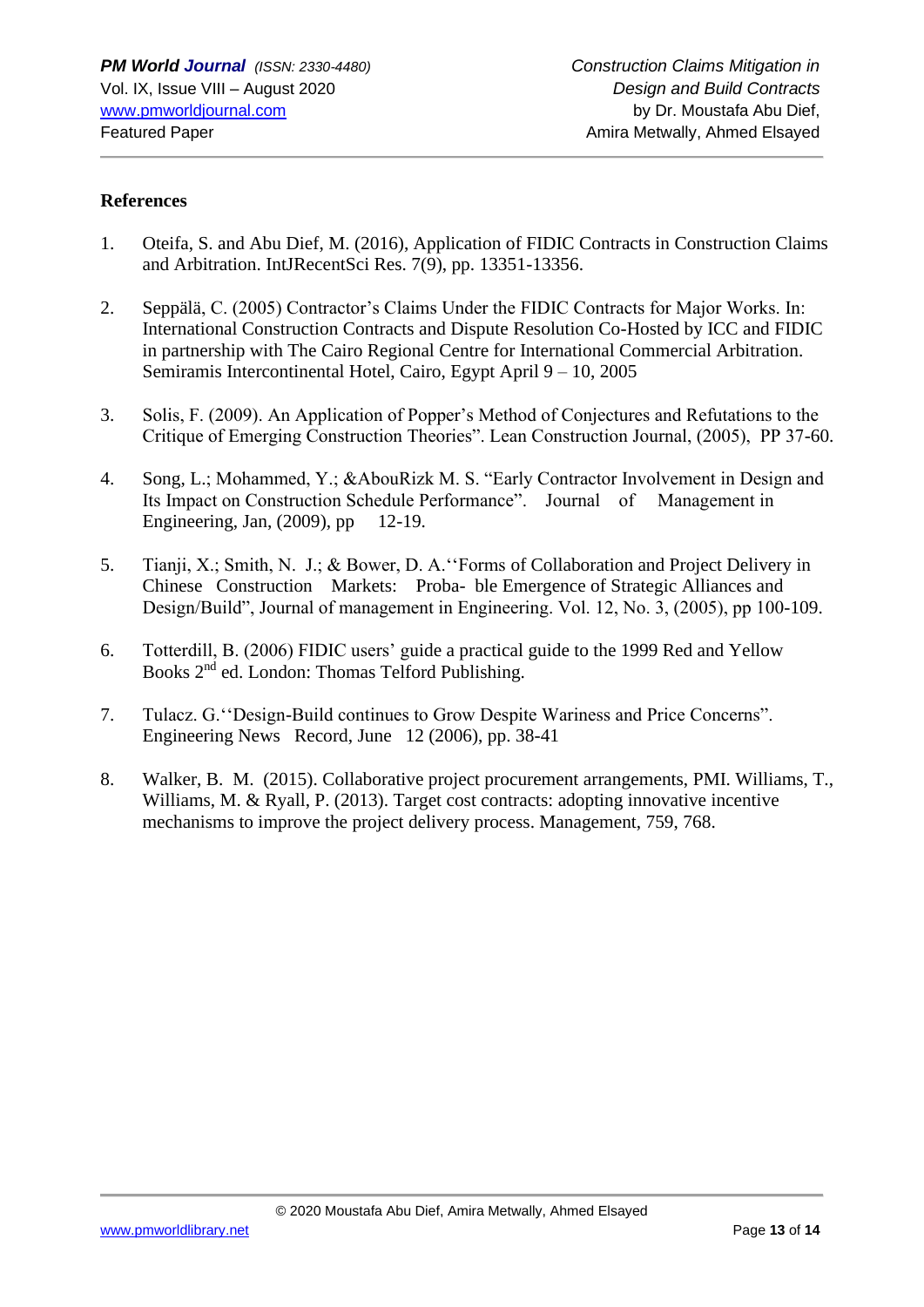**References**

1. Oteifa, S. and Abu Dief, M. (2016), Application of FIDIC Contracts in Construction Claims and Arbitration. IntJRecentSci Res. 7(9), pp. 13351-13356.

2. Seppälä, C. (2005) Contractor's Claims Under the FIDIC Contracts for Major Works. In: International Construction Contracts and Dispute Resolution Co-Hosted by ICC and FIDIC in partnership with The Cairo Regional Centre for International Commercial Arbitration. Semiramis Intercontinental Hotel, Cairo, Egypt April 9 – 10, 2005

3. Solis, F. (2009). An Application of Popper's Method of Conjectures and Refutations to the Critique of Emerging Construction Theories". Lean Construction Journal, (2005), PP 37-60.

4. Song, L.; Mohammed, Y.; &AbouRizk M. S. "Early Contractor Involvement in Design and Its Impact on Construction Schedule Performance". Journal of Management in Engineering, Jan, (2009), pp 12-19.

5. Tianji, X.; Smith, N. J.; & Bower, D. A.''Forms of Collaboration and Project Delivery in Chinese Construction Markets: Proba- ble Emergence of Strategic Alliances and Design/Build", Journal of management in Engineering. Vol. 12, No. 3, (2005), pp 100-109.

6. Totterdill, B. (2006) FIDIC users' guide a practical guide to the 1999 Red and Yellow Books 2nd ed. London: Thomas Telford Publishing.

7. Tulacz. G.''Design-Build continues to Grow Despite Wariness and Price Concerns". Engineering News Record, June 12 (2006), pp. 38-41

8. Walker, B. M. (2015). Collaborative project procurement arrangements, PMI. Williams, T., Williams, M. & Ryall, P. (2013). Target cost contracts: adopting innovative incentive mechanisms to improve the project delivery process. Management, 759, 768.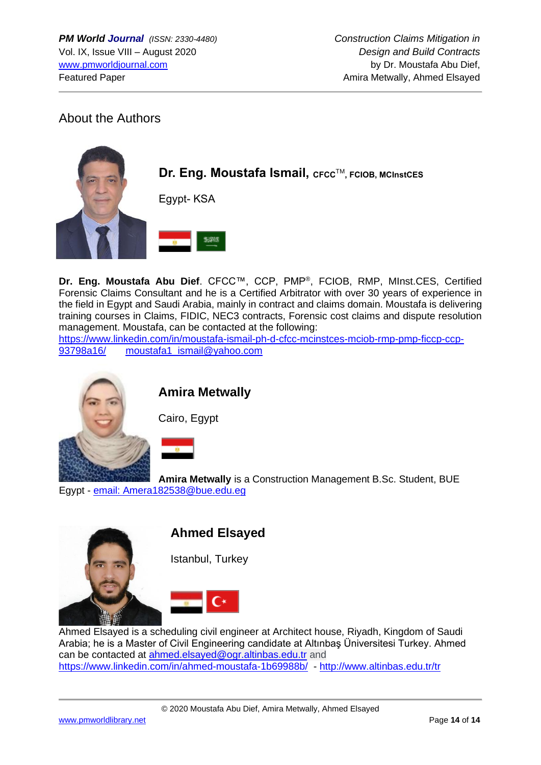## About the Authors

### Dr. Eng. Moustafa Ismail, CFCC™, FCIOB, MCInstCES

Egypt- KSA

**Dr. Eng. Moustafa Abu Dief**. CFCC™, CCP, PMP®, FCIOB, RMP, MInst.CES, Certified Forensic Claims Consultant and he is a Certified Arbitrator with over 30 years of experience in the field in Egypt and Saudi Arabia, mainly in contract and claims domain. Moustafa is delivering training courses in Claims, FIDIC, NEC3 contracts, Forensic cost claims and dispute resolution management. Moustafa, can be contacted at the following:
https://www.linkedin.com/in/moustafa-ismail-ph-d-cfcc-mcinstces-mciob-rmp-pmp-ficcp-ccp-93798a16/ moustafa1_ismail@yahoo.com

### Amira Metwally

Cairo, Egypt

**Amira Metwally** is a Construction Management B.Sc. Student, BUE Egypt - email: Amera182538@bue.edu.eg

### Ahmed Elsayed

Istanbul, Turkey

Ahmed Elsayed is a scheduling civil engineer at Architect house, Riyadh, Kingdom of Saudi Arabia; he is a Master of Civil Engineering candidate at Altınbaş Üniversitesi Turkey. Ahmed can be contacted at ahmed.elsayed@ogr.altinbas.edu.tr and https://www.linkedin.com/in/ahmed-moustafa-1b69988b/ - http://www.altinbas.edu.tr/tr

© 2020 Moustafa Abu Dief, Amira Metwally, Ahmed Elsayed